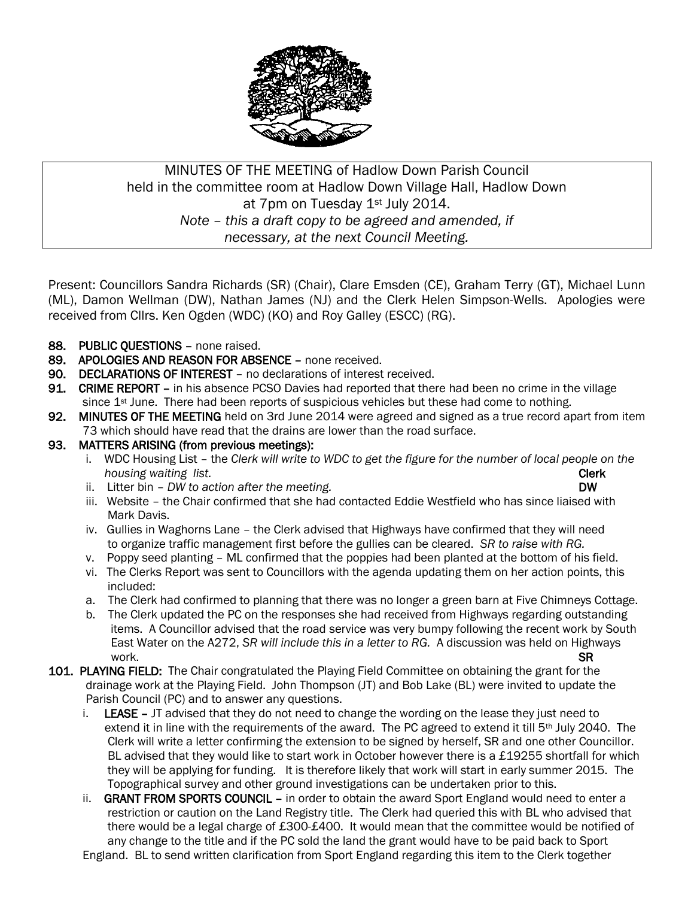MINUTES OF THE MEETING of Hadlow Down Parish Council
held in the committee room at Hadlow Down Village Hall, Hadlow Down
at 7pm on Tuesday 1st July 2014.
*Note – this a draft copy to be agreed and amended, if necessary, at the next Council Meeting.*

Present: Councillors Sandra Richards (SR) (Chair), Clare Emsden (CE), Graham Terry (GT), Michael Lunn (ML), Damon Wellman (DW), Nathan James (NJ) and the Clerk Helen Simpson-Wells. Apologies were received from Cllrs. Ken Ogden (WDC) (KO) and Roy Galley (ESCC) (RG).

**88. PUBLIC QUESTIONS** – none raised.

**89. APOLOGIES AND REASON FOR ABSENCE** – none received.

**90. DECLARATIONS OF INTEREST** – no declarations of interest received.

**91. CRIME REPORT** – in his absence PCSO Davies had reported that there had been no crime in the village since 1st June. There had been reports of suspicious vehicles but these had come to nothing.

**92. MINUTES OF THE MEETING** held on 3rd June 2014 were agreed and signed as a true record apart from item 73 which should have read that the drains are lower than the road surface.

**93. MATTERS ARISING (from previous meetings):**

i. WDC Housing List – the *Clerk will write to WDC to get the figure for the number of local people on the housing waiting list.* **Clerk**

ii. Litter bin – *DW to action after the meeting.* **DW**

iii. Website – the Chair confirmed that she had contacted Eddie Westfield who has since liaised with Mark Davis.

iv. Gullies in Waghorns Lane – the Clerk advised that Highways have confirmed that they will need to organize traffic management first before the gullies can be cleared. *SR to raise with RG.*

v. Poppy seed planting – ML confirmed that the poppies had been planted at the bottom of his field.

vi. The Clerks Report was sent to Councillors with the agenda updating them on her action points, this included:

a. The Clerk had confirmed to planning that there was no longer a green barn at Five Chimneys Cottage.

b. The Clerk updated the PC on the responses she had received from Highways regarding outstanding items. A Councillor advised that the road service was very bumpy following the recent work by South East Water on the A272, *SR will include this in a letter to RG.* A discussion was held on Highways work. **SR**

**101. PLAYING FIELD:** The Chair congratulated the Playing Field Committee on obtaining the grant for the drainage work at the Playing Field. John Thompson (JT) and Bob Lake (BL) were invited to update the Parish Council (PC) and to answer any questions.

i. **LEASE** – JT advised that they do not need to change the wording on the lease they just need to extend it in line with the requirements of the award. The PC agreed to extend it till 5th July 2040. The Clerk will write a letter confirming the extension to be signed by herself, SR and one other Councillor. BL advised that they would like to start work in October however there is a £19255 shortfall for which they will be applying for funding. It is therefore likely that work will start in early summer 2015. The Topographical survey and other ground investigations can be undertaken prior to this.

ii. **GRANT FROM SPORTS COUNCIL** – in order to obtain the award Sport England would need to enter a restriction or caution on the Land Registry title. The Clerk had queried this with BL who advised that there would be a legal charge of £300-£400. It would mean that the committee would be notified of any change to the title and if the PC sold the land the grant would have to be paid back to Sport England. BL to send written clarification from Sport England regarding this item to the Clerk together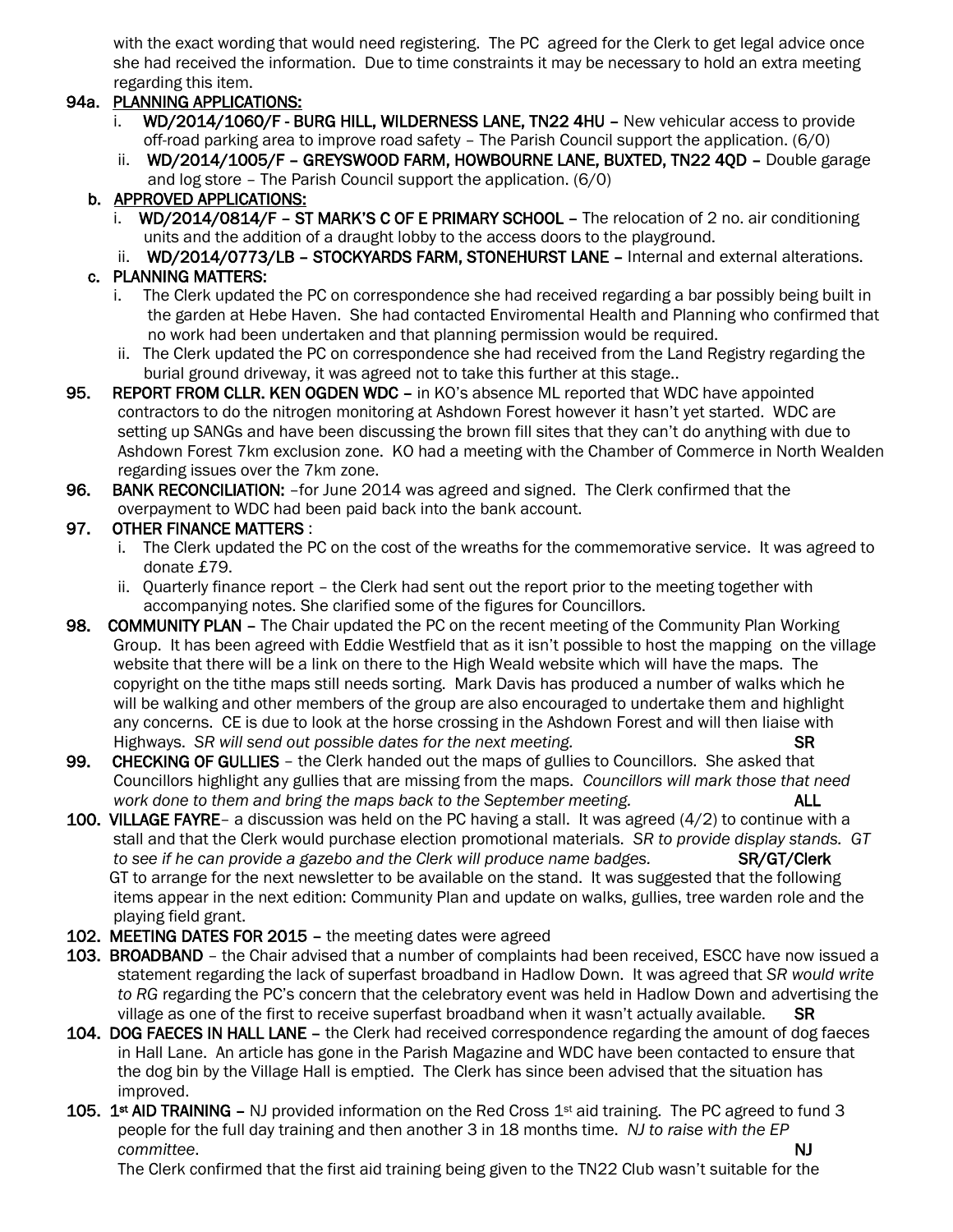with the exact wording that would need registering. The PC agreed for the Clerk to get legal advice once she had received the information. Due to time constraints it may be necessary to hold an extra meeting regarding this item.

**94a. PLANNING APPLICATIONS:**

i. **WD/2014/1060/F - BURG HILL, WILDERNESS LANE, TN22 4HU –** New vehicular access to provide off-road parking area to improve road safety – The Parish Council support the application. (6/0)

ii. **WD/2014/1005/F – GREYSWOOD FARM, HOWBOURNE LANE, BUXTED, TN22 4QD –** Double garage and log store – The Parish Council support the application. (6/0)

**b. APPROVED APPLICATIONS:**

i. **WD/2014/0814/F – ST MARK'S C OF E PRIMARY SCHOOL –** The relocation of 2 no. air conditioning units and the addition of a draught lobby to the access doors to the playground.

ii. **WD/2014/0773/LB – STOCKYARDS FARM, STONEHURST LANE –** Internal and external alterations.

**c. PLANNING MATTERS:**

i. The Clerk updated the PC on correspondence she had received regarding a bar possibly being built in the garden at Hebe Haven. She had contacted Enviromental Health and Planning who confirmed that no work had been undertaken and that planning permission would be required.

ii. The Clerk updated the PC on correspondence she had received from the Land Registry regarding the burial ground driveway, it was agreed not to take this further at this stage..

**95. REPORT FROM CLLR. KEN OGDEN WDC –** in KO's absence ML reported that WDC have appointed contractors to do the nitrogen monitoring at Ashdown Forest however it hasn't yet started. WDC are setting up SANGs and have been discussing the brown fill sites that they can't do anything with due to Ashdown Forest 7km exclusion zone. KO had a meeting with the Chamber of Commerce in North Wealden regarding issues over the 7km zone.

**96. BANK RECONCILIATION:** –for June 2014 was agreed and signed. The Clerk confirmed that the overpayment to WDC had been paid back into the bank account.

**97. OTHER FINANCE MATTERS** :

i. The Clerk updated the PC on the cost of the wreaths for the commemorative service. It was agreed to donate £79.

ii. Quarterly finance report – the Clerk had sent out the report prior to the meeting together with accompanying notes. She clarified some of the figures for Councillors.

**98. COMMUNITY PLAN –** The Chair updated the PC on the recent meeting of the Community Plan Working Group. It has been agreed with Eddie Westfield that as it isn't possible to host the mapping on the village website that there will be a link on there to the High Weald website which will have the maps. The copyright on the tithe maps still needs sorting. Mark Davis has produced a number of walks which he will be walking and other members of the group are also encouraged to undertake them and highlight any concerns. CE is due to look at the horse crossing in the Ashdown Forest and will then liaise with Highways. *SR will send out possible dates for the next meeting.* **SR**

**99. CHECKING OF GULLIES** – the Clerk handed out the maps of gullies to Councillors. She asked that Councillors highlight any gullies that are missing from the maps. *Councillors will mark those that need work done to them and bring the maps back to the September meeting.* **ALL**

**100. VILLAGE FAYRE**– a discussion was held on the PC having a stall. It was agreed (4/2) to continue with a stall and that the Clerk would purchase election promotional materials. *SR to provide display stands. GT to see if he can provide a gazebo and the Clerk will produce name badges.* **SR/GT/Clerk**
GT to arrange for the next newsletter to be available on the stand. It was suggested that the following items appear in the next edition: Community Plan and update on walks, gullies, tree warden role and the playing field grant.

**102. MEETING DATES FOR 2015 –** the meeting dates were agreed

**103. BROADBAND** – the Chair advised that a number of complaints had been received, ESCC have now issued a statement regarding the lack of superfast broadband in Hadlow Down. It was agreed that *SR would write to RG* regarding the PC's concern that the celebratory event was held in Hadlow Down and advertising the village as one of the first to receive superfast broadband when it wasn't actually available. **SR**

**104. DOG FAECES IN HALL LANE –** the Clerk had received correspondence regarding the amount of dog faeces in Hall Lane. An article has gone in the Parish Magazine and WDC have been contacted to ensure that the dog bin by the Village Hall is emptied. The Clerk has since been advised that the situation has improved.

**105. 1st AID TRAINING –** NJ provided information on the Red Cross 1st aid training. The PC agreed to fund 3 people for the full day training and then another 3 in 18 months time. *NJ to raise with the EP committee.* **NJ**
The Clerk confirmed that the first aid training being given to the TN22 Club wasn't suitable for the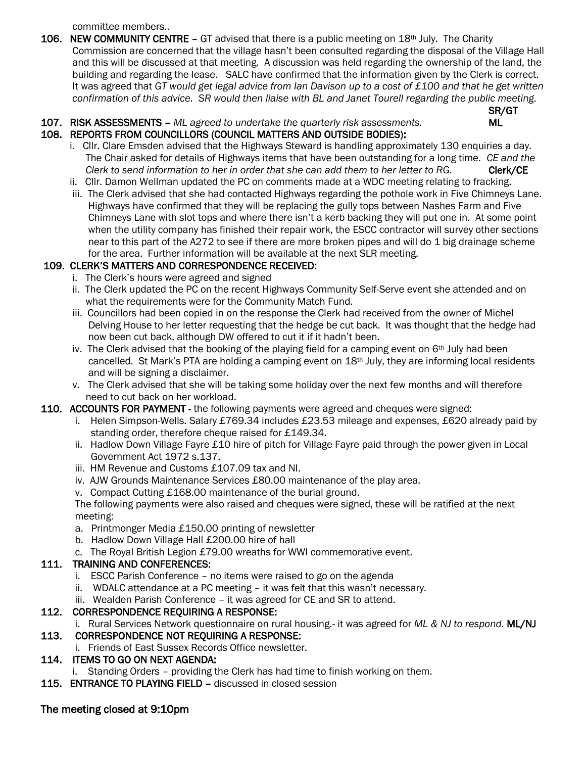committee members..

**106. NEW COMMUNITY CENTRE** – GT advised that there is a public meeting on 18th July. The Charity Commission are concerned that the village hasn't been consulted regarding the disposal of the Village Hall and this will be discussed at that meeting. A discussion was held regarding the ownership of the land, the building and regarding the lease. SALC have confirmed that the information given by the Clerk is correct. It was agreed that *GT would get legal advice from Ian Davison up to a cost of £100 and that he get written confirmation of this advice. SR would then liaise with BL and Janet Tourell regarding the public meeting.* **SR/GT**

**107. RISK ASSESSMENTS** – *ML agreed to undertake the quarterly risk assessments.* **ML**

**108. REPORTS FROM COUNCILLORS (COUNCIL MATTERS AND OUTSIDE BODIES):**

i. Cllr. Clare Emsden advised that the Highways Steward is handling approximately 130 enquiries a day. The Chair asked for details of Highways items that have been outstanding for a long time. *CE and the Clerk to send information to her in order that she can add them to her letter to RG.* **Clerk/CE**

ii. Cllr. Damon Wellman updated the PC on comments made at a WDC meeting relating to fracking.

iii. The Clerk advised that she had contacted Highways regarding the pothole work in Five Chimneys Lane. Highways have confirmed that they will be replacing the gully tops between Nashes Farm and Five Chimneys Lane with slot tops and where there isn't a kerb backing they will put one in. At some point when the utility company has finished their repair work, the ESCC contractor will survey other sections near to this part of the A272 to see if there are more broken pipes and will do 1 big drainage scheme for the area. Further information will be available at the next SLR meeting.

**109. CLERK'S MATTERS AND CORRESPONDENCE RECEIVED:**

i. The Clerk's hours were agreed and signed

ii. The Clerk updated the PC on the recent Highways Community Self-Serve event she attended and on what the requirements were for the Community Match Fund.

iii. Councillors had been copied in on the response the Clerk had received from the owner of Michel Delving House to her letter requesting that the hedge be cut back. It was thought that the hedge had now been cut back, although DW offered to cut it if it hadn't been.

iv. The Clerk advised that the booking of the playing field for a camping event on 6th July had been cancelled. St Mark's PTA are holding a camping event on 18th July, they are informing local residents and will be signing a disclaimer.

v. The Clerk advised that she will be taking some holiday over the next few months and will therefore need to cut back on her workload.

**110. ACCOUNTS FOR PAYMENT** - the following payments were agreed and cheques were signed:

i. Helen Simpson-Wells. Salary £769.34 includes £23.53 mileage and expenses, £620 already paid by standing order, therefore cheque raised for £149.34.

ii. Hadlow Down Village Fayre £10 hire of pitch for Village Fayre paid through the power given in Local Government Act 1972 s.137.

iii. HM Revenue and Customs £107.09 tax and NI.

iv. AJW Grounds Maintenance Services £80.00 maintenance of the play area.

v. Compact Cutting £168.00 maintenance of the burial ground.

The following payments were also raised and cheques were signed, these will be ratified at the next meeting:

a. Printmonger Media £150.00 printing of newsletter

b. Hadlow Down Village Hall £200.00 hire of hall

c. The Royal British Legion £79.00 wreaths for WWI commemorative event.

**111. TRAINING AND CONFERENCES:**

i. ESCC Parish Conference – no items were raised to go on the agenda

ii. WDALC attendance at a PC meeting – it was felt that this wasn't necessary.

iii. Wealden Parish Conference – it was agreed for CE and SR to attend.

**112. CORRESPONDENCE REQUIRING A RESPONSE:**

i. Rural Services Network questionnaire on rural housing.- it was agreed for *ML & NJ to respond*. **ML/NJ**

**113. CORRESPONDENCE NOT REQUIRING A RESPONSE:**

i. Friends of East Sussex Records Office newsletter.

**114. ITEMS TO GO ON NEXT AGENDA:**

i. Standing Orders – providing the Clerk has had time to finish working on them.

**115. ENTRANCE TO PLAYING FIELD** – discussed in closed session

**The meeting closed at 9:10pm**